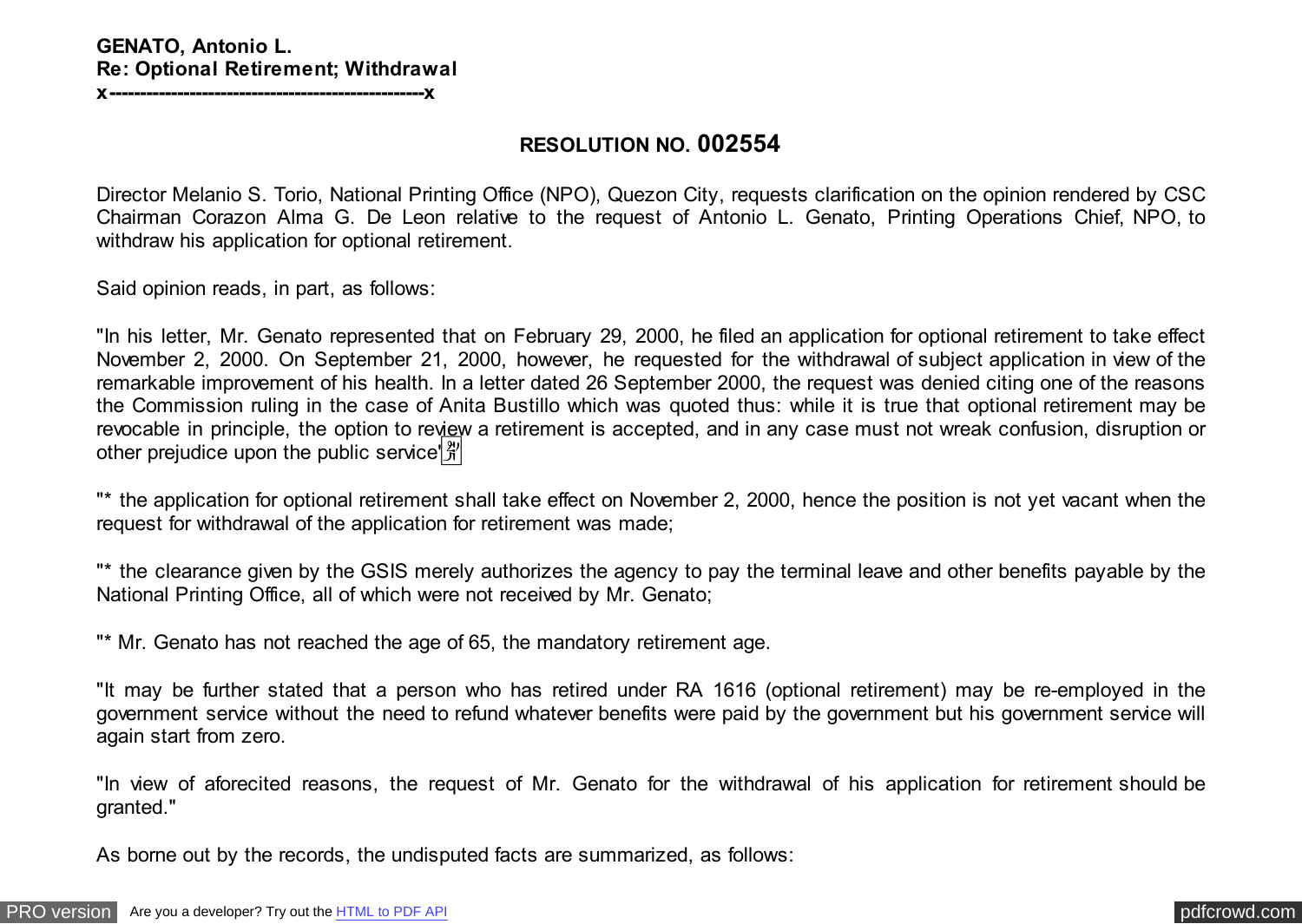**GENATO, Antonio L.**
**Re: Optional Retirement; Withdrawal**
**x-------------------------------------------------x**

## RESOLUTION NO. 002554

Director Melanio S. Torio, National Printing Office (NPO), Quezon City, requests clarification on the opinion rendered by CSC Chairman Corazon Alma G. De Leon relative to the request of Antonio L. Genato, Printing Operations Chief, NPO, to withdraw his application for optional retirement.

Said opinion reads, in part, as follows:

"In his letter, Mr. Genato represented that on February 29, 2000, he filed an application for optional retirement to take effect November 2, 2000. On September 21, 2000, however, he requested for the withdrawal of subject application in view of the remarkable improvement of his health. In a letter dated 26 September 2000, the request was denied citing one of the reasons the Commission ruling in the case of Anita Bustillo which was quoted thus: while it is true that optional retirement may be revocable in principle, the option to review a retirement is accepted, and in any case must not wreak confusion, disruption or other prejudice upon the public service'

"* the application for optional retirement shall take effect on November 2, 2000, hence the position is not yet vacant when the request for withdrawal of the application for retirement was made;

"* the clearance given by the GSIS merely authorizes the agency to pay the terminal leave and other benefits payable by the National Printing Office, all of which were not received by Mr. Genato;

"* Mr. Genato has not reached the age of 65, the mandatory retirement age.

"It may be further stated that a person who has retired under RA 1616 (optional retirement) may be re-employed in the government service without the need to refund whatever benefits were paid by the government but his government service will again start from zero.

"In view of aforecited reasons, the request of Mr. Genato for the withdrawal of his application for retirement should be granted."

As borne out by the records, the undisputed facts are summarized, as follows: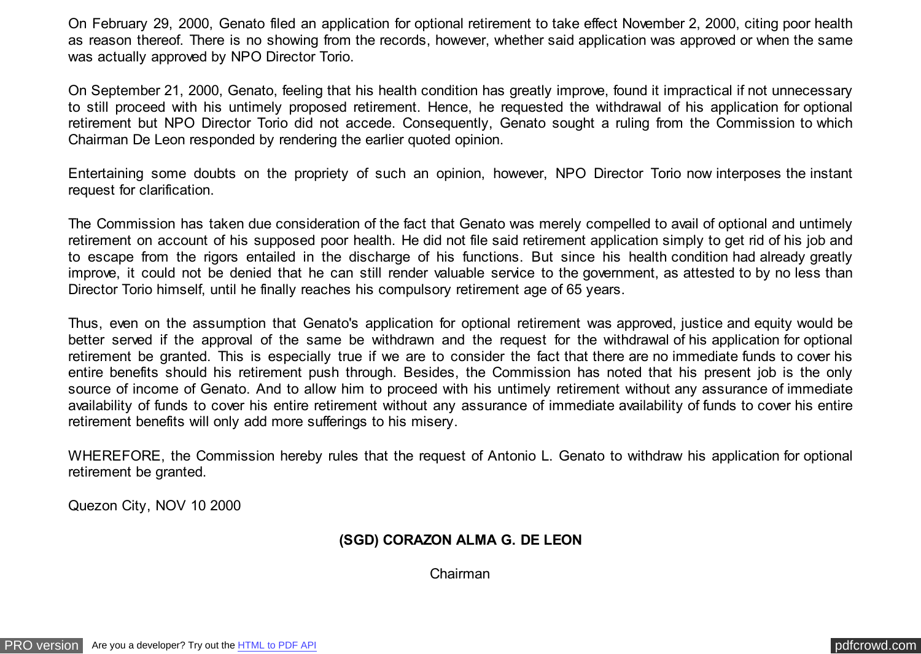On February 29, 2000, Genato filed an application for optional retirement to take effect November 2, 2000, citing poor health as reason thereof. There is no showing from the records, however, whether said application was approved or when the same was actually approved by NPO Director Torio.

On September 21, 2000, Genato, feeling that his health condition has greatly improve, found it impractical if not unnecessary to still proceed with his untimely proposed retirement. Hence, he requested the withdrawal of his application for optional retirement but NPO Director Torio did not accede. Consequently, Genato sought a ruling from the Commission to which Chairman De Leon responded by rendering the earlier quoted opinion.

Entertaining some doubts on the propriety of such an opinion, however, NPO Director Torio now interposes the instant request for clarification.

The Commission has taken due consideration of the fact that Genato was merely compelled to avail of optional and untimely retirement on account of his supposed poor health. He did not file said retirement application simply to get rid of his job and to escape from the rigors entailed in the discharge of his functions. But since his health condition had already greatly improve, it could not be denied that he can still render valuable service to the government, as attested to by no less than Director Torio himself, until he finally reaches his compulsory retirement age of 65 years.

Thus, even on the assumption that Genato's application for optional retirement was approved, justice and equity would be better served if the approval of the same be withdrawn and the request for the withdrawal of his application for optional retirement be granted. This is especially true if we are to consider the fact that there are no immediate funds to cover his entire benefits should his retirement push through. Besides, the Commission has noted that his present job is the only source of income of Genato. And to allow him to proceed with his untimely retirement without any assurance of immediate availability of funds to cover his entire retirement without any assurance of immediate availability of funds to cover his entire retirement benefits will only add more sufferings to his misery.

WHEREFORE, the Commission hereby rules that the request of Antonio L. Genato to withdraw his application for optional retirement be granted.

Quezon City, NOV 10 2000

**(SGD) CORAZON ALMA G. DE LEON**

Chairman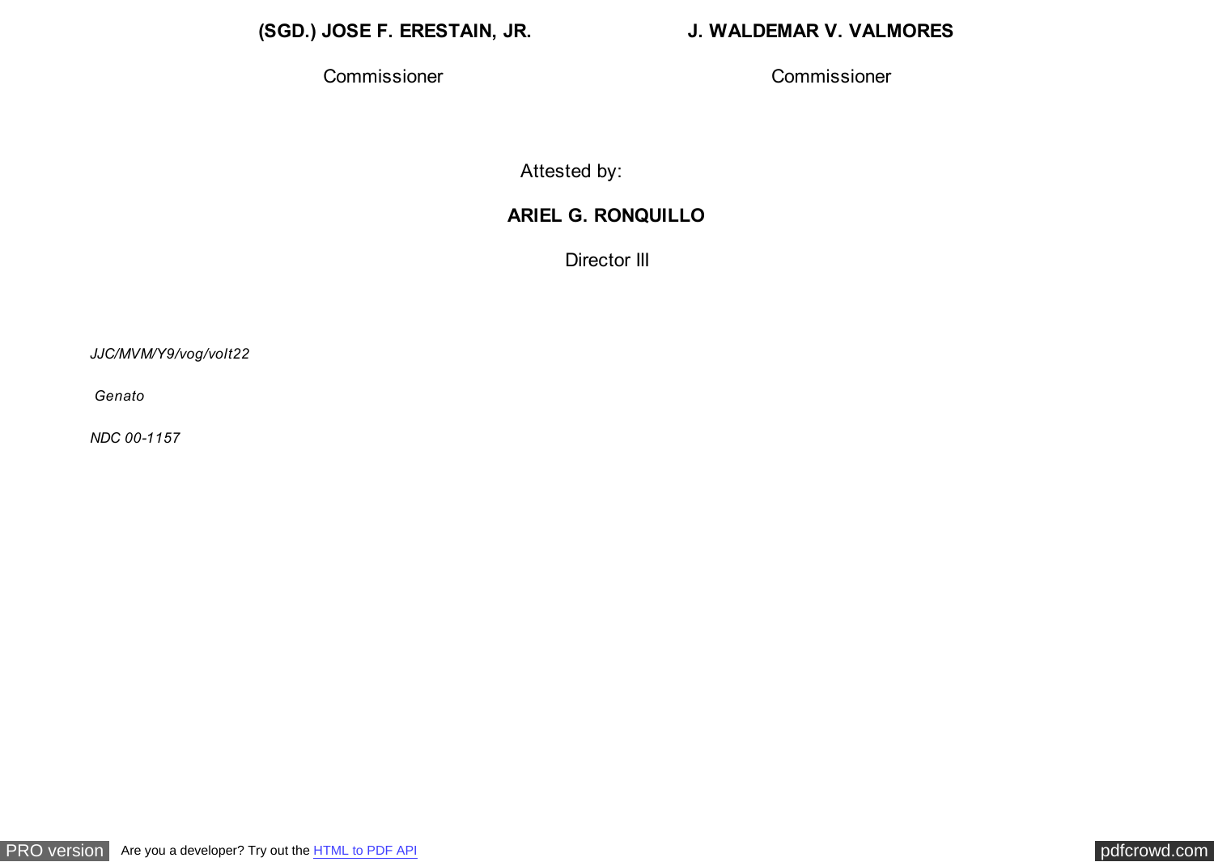**(SGD.) JOSE F. ERESTAIN, JR.**

Commissioner

**J. WALDEMAR V. VALMORES**

Commissioner

Attested by:

**ARIEL G. RONQUILLO**

Director III

*JJC/MVM/Y9/vog/volt22*

*Genato*

*NDC 00-1157*